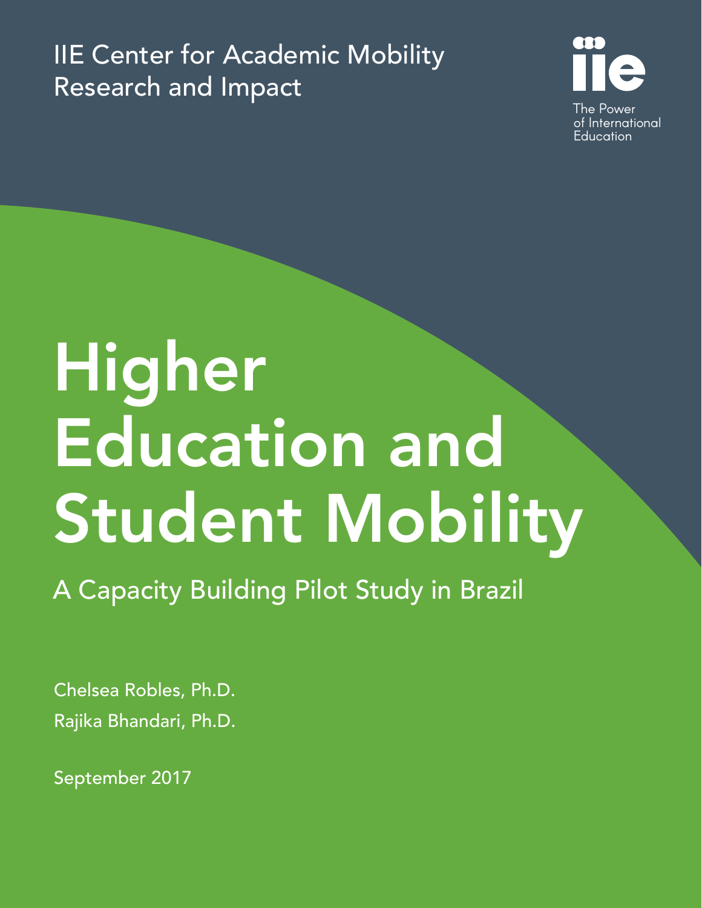IIE Center for Academic Mobility Research and Impact

iie

The Power of International Education

# Higher Education and Student Mobility

## A Capacity Building Pilot Study in Brazil

Chelsea Robles, Ph.D.

Rajika Bhandari, Ph.D.

September 2017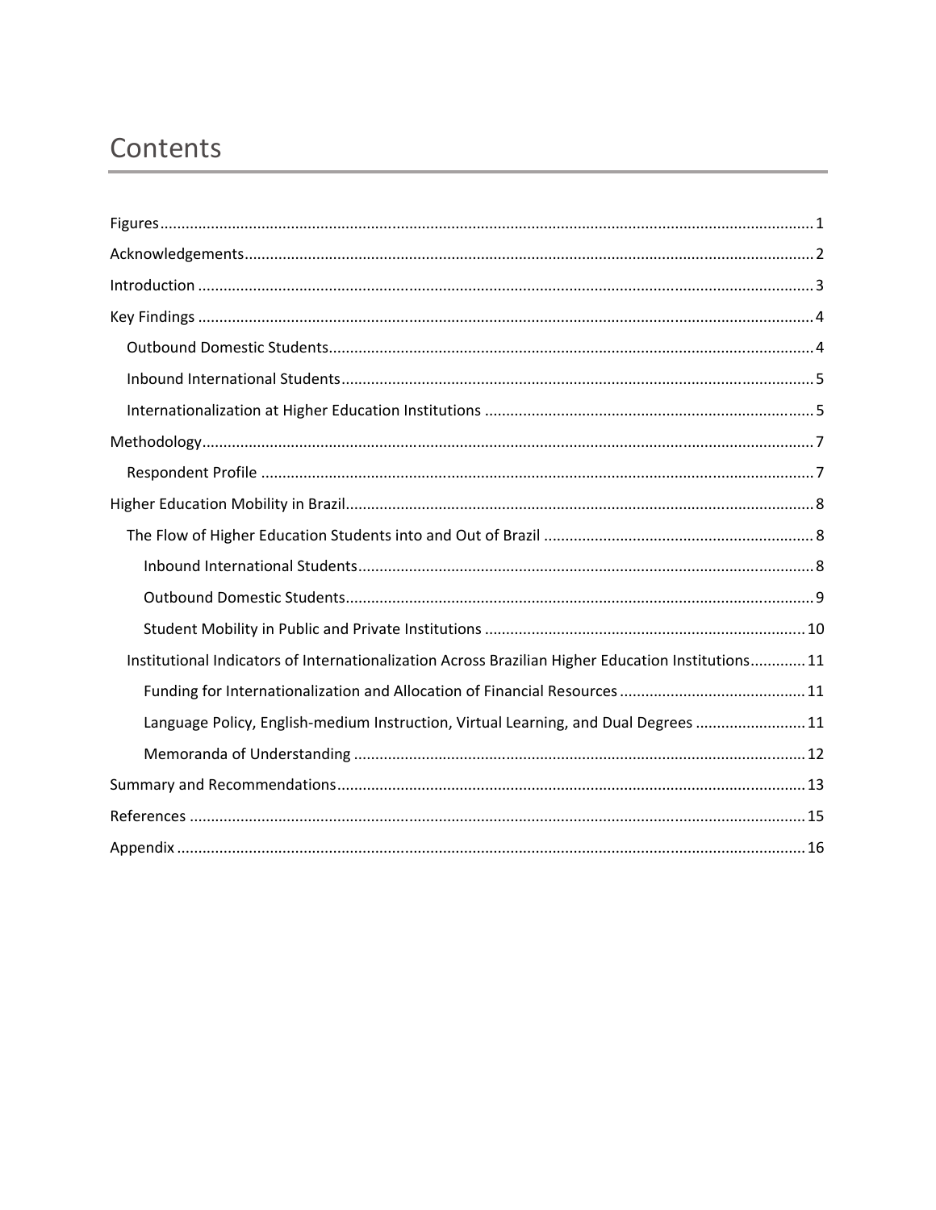# Contents

- Figures ........ 1
- Acknowledgements ........ 2
- Introduction ........ 3
- Key Findings ........ 4
  - Outbound Domestic Students ........ 4
  - Inbound International Students ........ 5
  - Internationalization at Higher Education Institutions ........ 5
- Methodology ........ 7
  - Respondent Profile ........ 7
- Higher Education Mobility in Brazil ........ 8
  - The Flow of Higher Education Students into and Out of Brazil ........ 8
    - Inbound International Students ........ 8
    - Outbound Domestic Students ........ 9
    - Student Mobility in Public and Private Institutions ........ 10
  - Institutional Indicators of Internationalization Across Brazilian Higher Education Institutions ........ 11
    - Funding for Internationalization and Allocation of Financial Resources ........ 11
    - Language Policy, English-medium Instruction, Virtual Learning, and Dual Degrees ........ 11
    - Memoranda of Understanding ........ 12
- Summary and Recommendations ........ 13
- References ........ 15
- Appendix ........ 16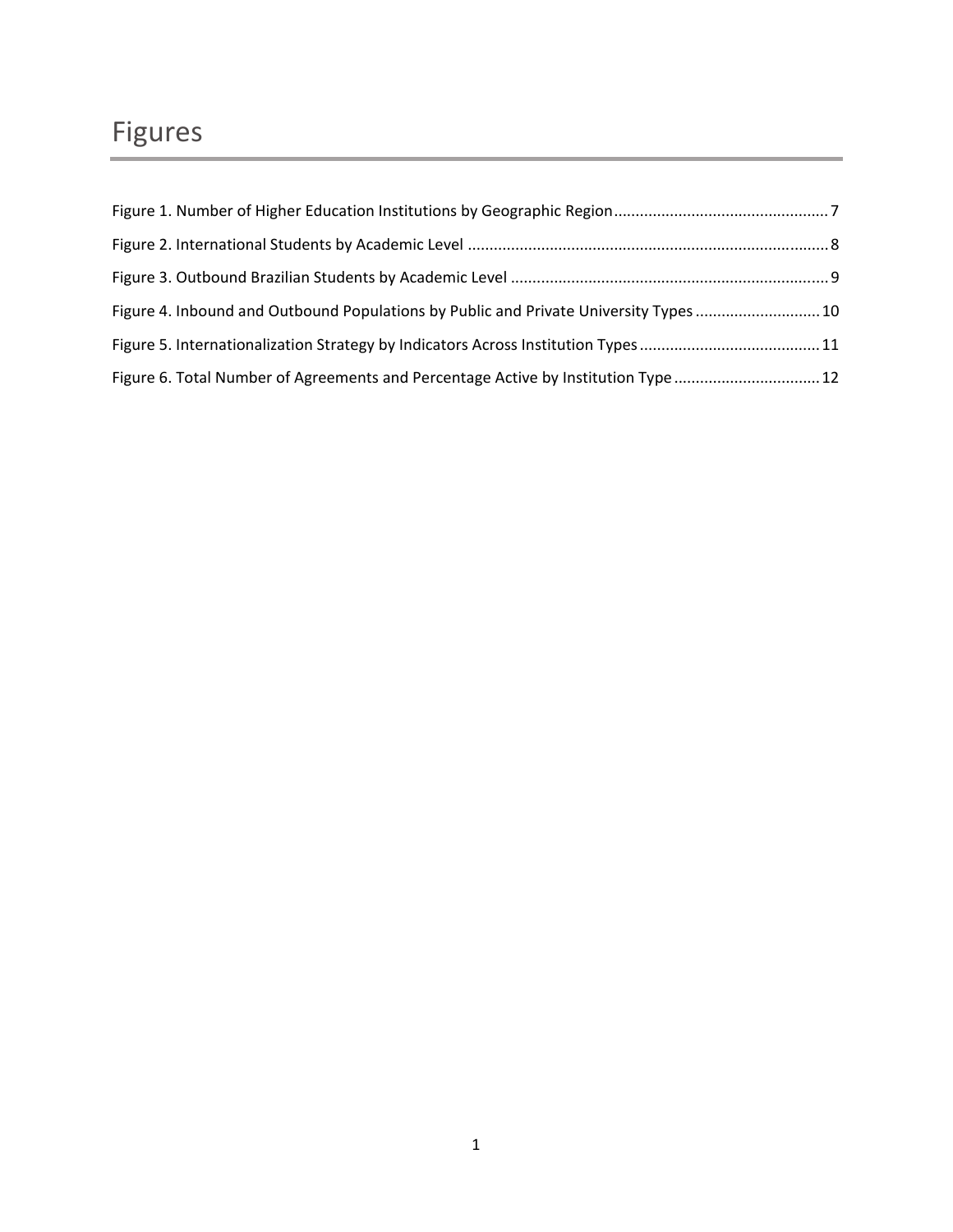# Figures

Figure 1. Number of Higher Education Institutions by Geographic Region .......... 7

Figure 2. International Students by Academic Level .......... 8

Figure 3. Outbound Brazilian Students by Academic Level .......... 9

Figure 4. Inbound and Outbound Populations by Public and Private University Types .......... 10

Figure 5. Internationalization Strategy by Indicators Across Institution Types .......... 11

Figure 6. Total Number of Agreements and Percentage Active by Institution Type .......... 12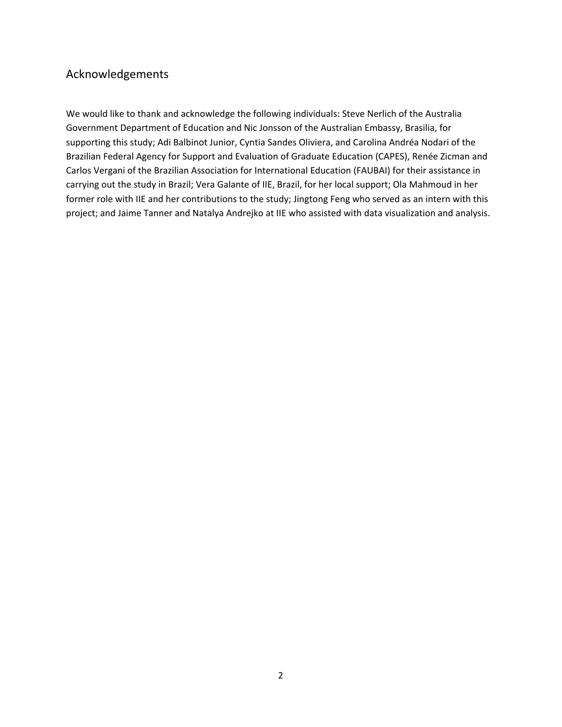## Acknowledgements

We would like to thank and acknowledge the following individuals: Steve Nerlich of the Australia Government Department of Education and Nic Jonsson of the Australian Embassy, Brasilia, for supporting this study; Adi Balbinot Junior, Cyntia Sandes Oliviera, and Carolina Andréa Nodari of the Brazilian Federal Agency for Support and Evaluation of Graduate Education (CAPES), Renée Zicman and Carlos Vergani of the Brazilian Association for International Education (FAUBAI) for their assistance in carrying out the study in Brazil; Vera Galante of IIE, Brazil, for her local support; Ola Mahmoud in her former role with IIE and her contributions to the study; Jingtong Feng who served as an intern with this project; and Jaime Tanner and Natalya Andrejko at IIE who assisted with data visualization and analysis.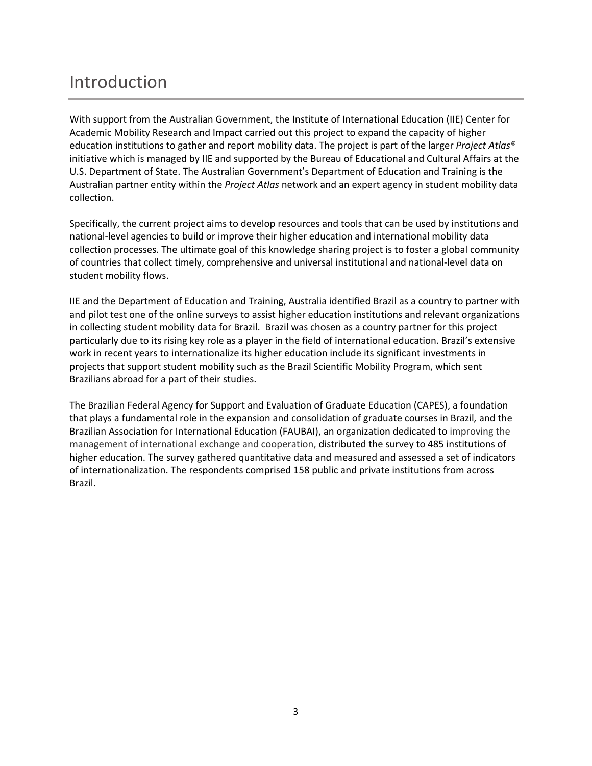# Introduction

With support from the Australian Government, the Institute of International Education (IIE) Center for Academic Mobility Research and Impact carried out this project to expand the capacity of higher education institutions to gather and report mobility data. The project is part of the larger *Project Atlas®* initiative which is managed by IIE and supported by the Bureau of Educational and Cultural Affairs at the U.S. Department of State. The Australian Government's Department of Education and Training is the Australian partner entity within the *Project Atlas* network and an expert agency in student mobility data collection.

Specifically, the current project aims to develop resources and tools that can be used by institutions and national-level agencies to build or improve their higher education and international mobility data collection processes. The ultimate goal of this knowledge sharing project is to foster a global community of countries that collect timely, comprehensive and universal institutional and national-level data on student mobility flows.

IIE and the Department of Education and Training, Australia identified Brazil as a country to partner with and pilot test one of the online surveys to assist higher education institutions and relevant organizations in collecting student mobility data for Brazil. Brazil was chosen as a country partner for this project particularly due to its rising key role as a player in the field of international education. Brazil's extensive work in recent years to internationalize its higher education include its significant investments in projects that support student mobility such as the Brazil Scientific Mobility Program, which sent Brazilians abroad for a part of their studies.

The Brazilian Federal Agency for Support and Evaluation of Graduate Education (CAPES), a foundation that plays a fundamental role in the expansion and consolidation of graduate courses in Brazil, and the Brazilian Association for International Education (FAUBAI), an organization dedicated to improving the management of international exchange and cooperation, distributed the survey to 485 institutions of higher education. The survey gathered quantitative data and measured and assessed a set of indicators of internationalization. The respondents comprised 158 public and private institutions from across Brazil.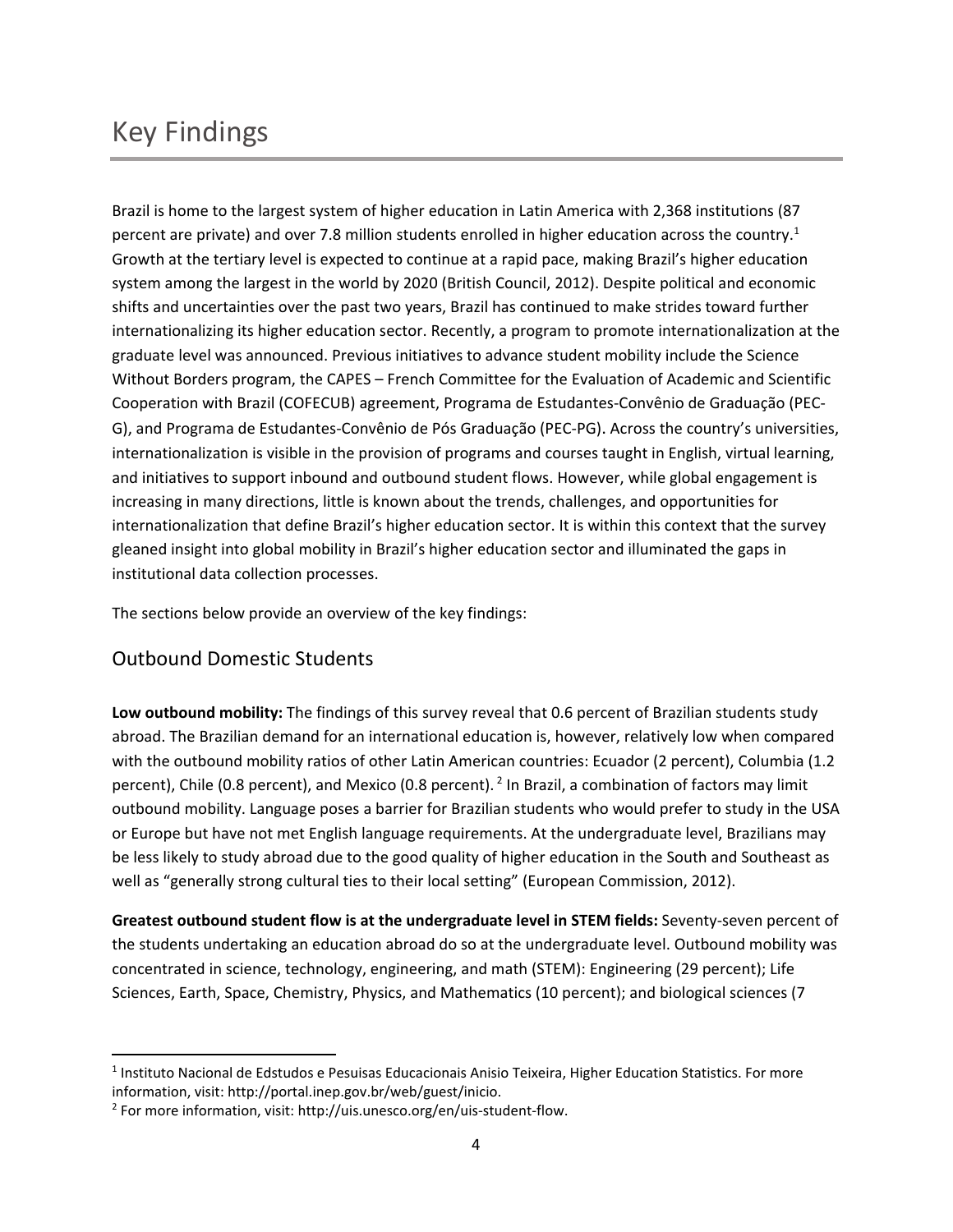# Key Findings

Brazil is home to the largest system of higher education in Latin America with 2,368 institutions (87 percent are private) and over 7.8 million students enrolled in higher education across the country.[1] Growth at the tertiary level is expected to continue at a rapid pace, making Brazil's higher education system among the largest in the world by 2020 (British Council, 2012). Despite political and economic shifts and uncertainties over the past two years, Brazil has continued to make strides toward further internationalizing its higher education sector. Recently, a program to promote internationalization at the graduate level was announced. Previous initiatives to advance student mobility include the Science Without Borders program, the CAPES – French Committee for the Evaluation of Academic and Scientific Cooperation with Brazil (COFECUB) agreement, Programa de Estudantes-Convênio de Graduação (PEC-G), and Programa de Estudantes-Convênio de Pós Graduação (PEC-PG). Across the country's universities, internationalization is visible in the provision of programs and courses taught in English, virtual learning, and initiatives to support inbound and outbound student flows. However, while global engagement is increasing in many directions, little is known about the trends, challenges, and opportunities for internationalization that define Brazil's higher education sector. It is within this context that the survey gleaned insight into global mobility in Brazil's higher education sector and illuminated the gaps in institutional data collection processes.

The sections below provide an overview of the key findings:

## Outbound Domestic Students

**Low outbound mobility:** The findings of this survey reveal that 0.6 percent of Brazilian students study abroad. The Brazilian demand for an international education is, however, relatively low when compared with the outbound mobility ratios of other Latin American countries: Ecuador (2 percent), Columbia (1.2 percent), Chile (0.8 percent), and Mexico (0.8 percent).[2] In Brazil, a combination of factors may limit outbound mobility. Language poses a barrier for Brazilian students who would prefer to study in the USA or Europe but have not met English language requirements. At the undergraduate level, Brazilians may be less likely to study abroad due to the good quality of higher education in the South and Southeast as well as "generally strong cultural ties to their local setting" (European Commission, 2012).

**Greatest outbound student flow is at the undergraduate level in STEM fields:** Seventy-seven percent of the students undertaking an education abroad do so at the undergraduate level. Outbound mobility was concentrated in science, technology, engineering, and math (STEM): Engineering (29 percent); Life Sciences, Earth, Space, Chemistry, Physics, and Mathematics (10 percent); and biological sciences (7

---

[1] Instituto Nacional de Edstudos e Pesuisas Educacionais Anisio Teixeira, Higher Education Statistics. For more information, visit: http://portal.inep.gov.br/web/guest/inicio.

[2] For more information, visit: http://uis.unesco.org/en/uis-student-flow.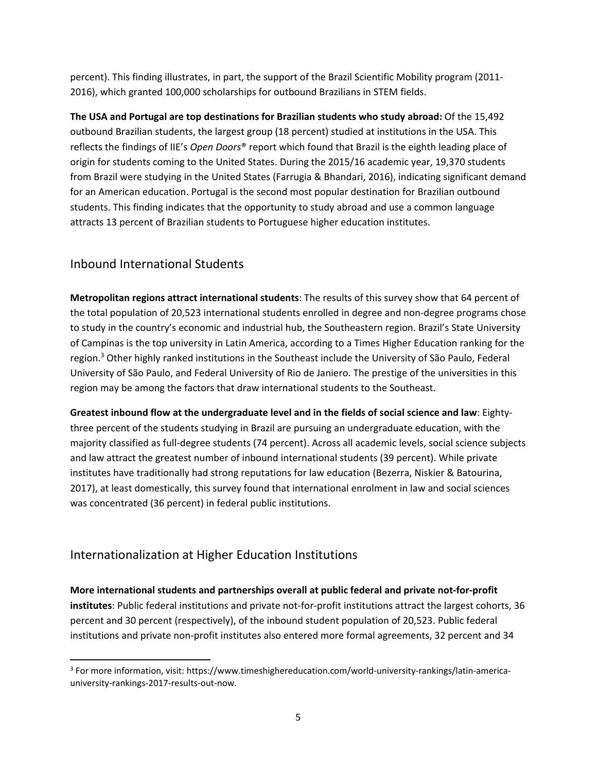percent). This finding illustrates, in part, the support of the Brazil Scientific Mobility program (2011-2016), which granted 100,000 scholarships for outbound Brazilians in STEM fields.

**The USA and Portugal are top destinations for Brazilian students who study abroad:** Of the 15,492 outbound Brazilian students, the largest group (18 percent) studied at institutions in the USA. This reflects the findings of IIE's *Open Doors®* report which found that Brazil is the eighth leading place of origin for students coming to the United States. During the 2015/16 academic year, 19,370 students from Brazil were studying in the United States (Farrugia & Bhandari, 2016), indicating significant demand for an American education. Portugal is the second most popular destination for Brazilian outbound students. This finding indicates that the opportunity to study abroad and use a common language attracts 13 percent of Brazilian students to Portuguese higher education institutes.

## Inbound International Students

**Metropolitan regions attract international students**: The results of this survey show that 64 percent of the total population of 20,523 international students enrolled in degree and non-degree programs chose to study in the country's economic and industrial hub, the Southeastern region. Brazil's State University of Campinas is the top university in Latin America, according to a Times Higher Education ranking for the region.[3] Other highly ranked institutions in the Southeast include the University of São Paulo, Federal University of São Paulo, and Federal University of Rio de Janiero. The prestige of the universities in this region may be among the factors that draw international students to the Southeast.

**Greatest inbound flow at the undergraduate level and in the fields of social science and law**: Eighty-three percent of the students studying in Brazil are pursuing an undergraduate education, with the majority classified as full-degree students (74 percent). Across all academic levels, social science subjects and law attract the greatest number of inbound international students (39 percent). While private institutes have traditionally had strong reputations for law education (Bezerra, Niskier & Batourina, 2017), at least domestically, this survey found that international enrolment in law and social sciences was concentrated (36 percent) in federal public institutions.

## Internationalization at Higher Education Institutions

**More international students and partnerships overall at public federal and private not-for-profit institutes**: Public federal institutions and private not-for-profit institutions attract the largest cohorts, 36 percent and 30 percent (respectively), of the inbound student population of 20,523. Public federal institutions and private non-profit institutes also entered more formal agreements, 32 percent and 34

[3] For more information, visit: https://www.timeshighereducation.com/world-university-rankings/latin-america-university-rankings-2017-results-out-now.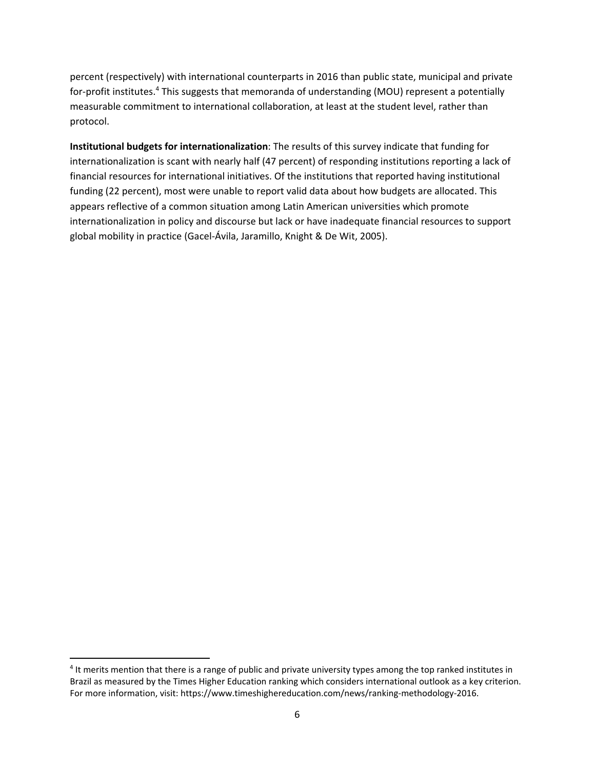percent (respectively) with international counterparts in 2016 than public state, municipal and private for-profit institutes.[4] This suggests that memoranda of understanding (MOU) represent a potentially measurable commitment to international collaboration, at least at the student level, rather than protocol.

**Institutional budgets for internationalization**: The results of this survey indicate that funding for internationalization is scant with nearly half (47 percent) of responding institutions reporting a lack of financial resources for international initiatives. Of the institutions that reported having institutional funding (22 percent), most were unable to report valid data about how budgets are allocated. This appears reflective of a common situation among Latin American universities which promote internationalization in policy and discourse but lack or have inadequate financial resources to support global mobility in practice (Gacel-Ávila, Jaramillo, Knight & De Wit, 2005).

[4] It merits mention that there is a range of public and private university types among the top ranked institutes in Brazil as measured by the Times Higher Education ranking which considers international outlook as a key criterion. For more information, visit: https://www.timeshighereducation.com/news/ranking-methodology-2016.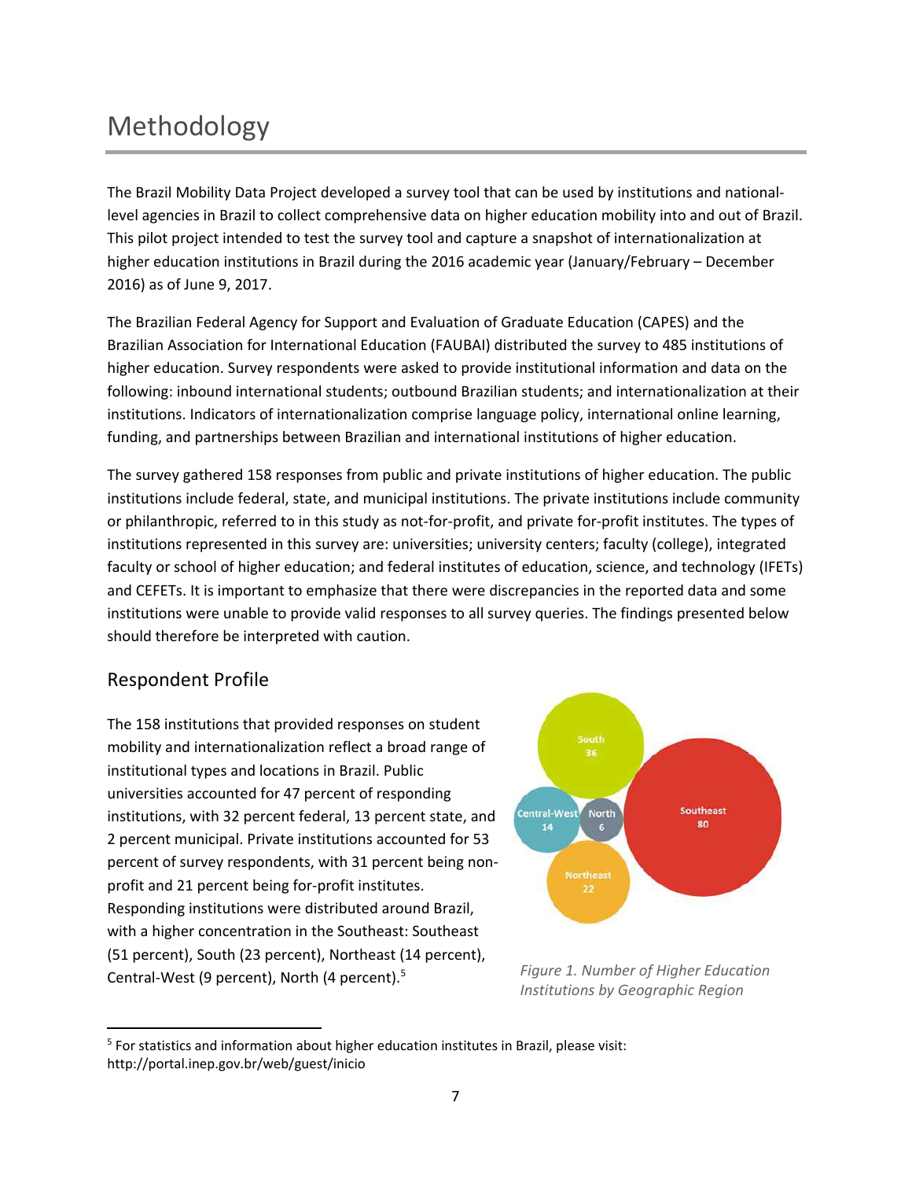# Methodology

The Brazil Mobility Data Project developed a survey tool that can be used by institutions and national-level agencies in Brazil to collect comprehensive data on higher education mobility into and out of Brazil. This pilot project intended to test the survey tool and capture a snapshot of internationalization at higher education institutions in Brazil during the 2016 academic year (January/February – December 2016) as of June 9, 2017.

The Brazilian Federal Agency for Support and Evaluation of Graduate Education (CAPES) and the Brazilian Association for International Education (FAUBAI) distributed the survey to 485 institutions of higher education. Survey respondents were asked to provide institutional information and data on the following: inbound international students; outbound Brazilian students; and internationalization at their institutions. Indicators of internationalization comprise language policy, international online learning, funding, and partnerships between Brazilian and international institutions of higher education.

The survey gathered 158 responses from public and private institutions of higher education. The public institutions include federal, state, and municipal institutions. The private institutions include community or philanthropic, referred to in this study as not-for-profit, and private for-profit institutes. The types of institutions represented in this survey are: universities; university centers; faculty (college), integrated faculty or school of higher education; and federal institutes of education, science, and technology (IFETs) and CEFETs. It is important to emphasize that there were discrepancies in the reported data and some institutions were unable to provide valid responses to all survey queries. The findings presented below should therefore be interpreted with caution.

## Respondent Profile

The 158 institutions that provided responses on student mobility and internationalization reflect a broad range of institutional types and locations in Brazil. Public universities accounted for 47 percent of responding institutions, with 32 percent federal, 13 percent state, and 2 percent municipal. Private institutions accounted for 53 percent of survey respondents, with 31 percent being non-profit and 21 percent being for-profit institutes. Responding institutions were distributed around Brazil, with a higher concentration in the Southeast: Southeast (51 percent), South (23 percent), Northeast (14 percent), Central-West (9 percent), North (4 percent).[5]

South 36, Central-West 14, North 6, Southeast 80, Northeast 22

*Figure 1. Number of Higher Education Institutions by Geographic Region*

[5] For statistics and information about higher education institutes in Brazil, please visit: http://portal.inep.gov.br/web/guest/inicio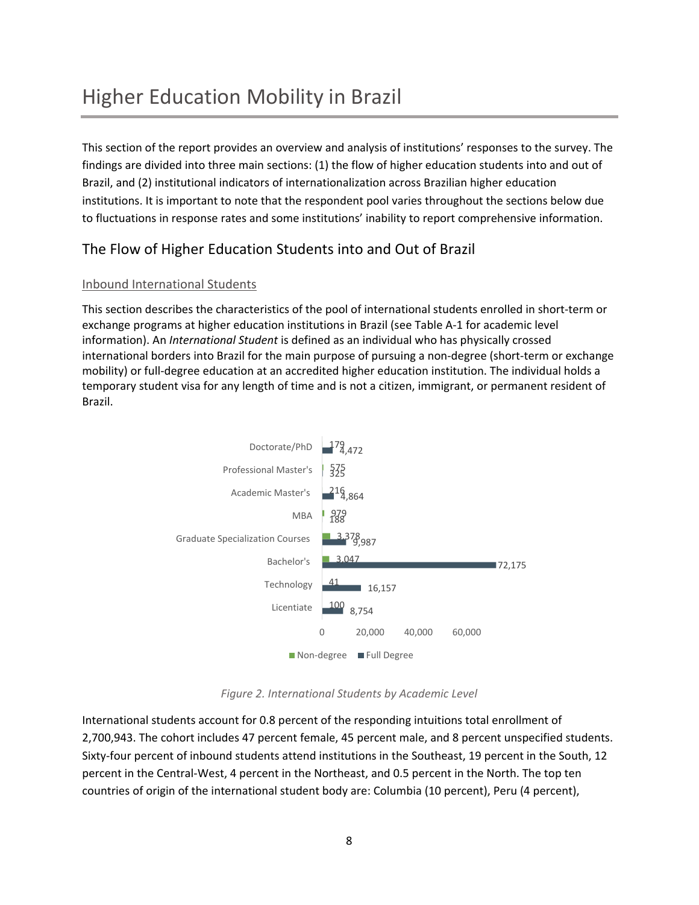# Higher Education Mobility in Brazil

This section of the report provides an overview and analysis of institutions' responses to the survey. The findings are divided into three main sections: (1) the flow of higher education students into and out of Brazil, and (2) institutional indicators of internationalization across Brazilian higher education institutions. It is important to note that the respondent pool varies throughout the sections below due to fluctuations in response rates and some institutions' inability to report comprehensive information.

## The Flow of Higher Education Students into and Out of Brazil

### Inbound International Students

This section describes the characteristics of the pool of international students enrolled in short-term or exchange programs at higher education institutions in Brazil (see Table A-1 for academic level information). An *International Student* is defined as an individual who has physically crossed international borders into Brazil for the main purpose of pursuing a non-degree (short-term or exchange mobility) or full-degree education at an accredited higher education institution. The individual holds a temporary student visa for any length of time and is not a citizen, immigrant, or permanent resident of Brazil.

| Academic Level | Non-degree | Full Degree |
|---|---|---|
| Doctorate/PhD | 179 | 4,472 |
| Professional Master's | 575 | 325 |
| Academic Master's | 216 | 4,864 |
| MBA | 979 | 188 |
| Graduate Specialization Courses | 3,378 | 9,987 |
| Bachelor's | 3,047 | 72,175 |
| Technology | 41 | 16,157 |
| Licentiate | 100 | 8,754 |

*Figure 2. International Students by Academic Level*

International students account for 0.8 percent of the responding intuitions total enrollment of 2,700,943. The cohort includes 47 percent female, 45 percent male, and 8 percent unspecified students. Sixty-four percent of inbound students attend institutions in the Southeast, 19 percent in the South, 12 percent in the Central-West, 4 percent in the Northeast, and 0.5 percent in the North. The top ten countries of origin of the international student body are: Columbia (10 percent), Peru (4 percent),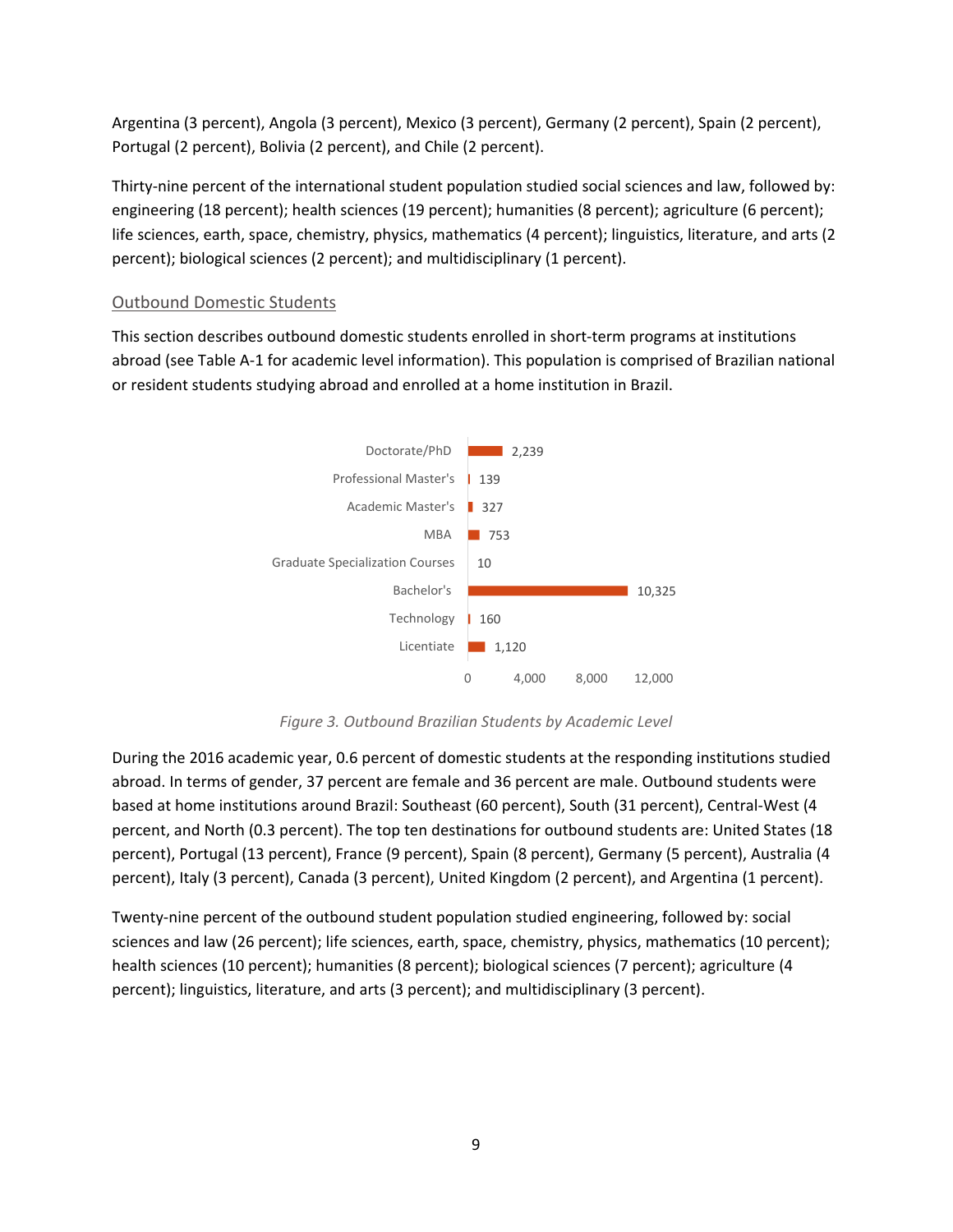Argentina (3 percent), Angola (3 percent), Mexico (3 percent), Germany (2 percent), Spain (2 percent), Portugal (2 percent), Bolivia (2 percent), and Chile (2 percent).

Thirty-nine percent of the international student population studied social sciences and law, followed by: engineering (18 percent); health sciences (19 percent); humanities (8 percent); agriculture (6 percent); life sciences, earth, space, chemistry, physics, mathematics (4 percent); linguistics, literature, and arts (2 percent); biological sciences (2 percent); and multidisciplinary (1 percent).

## Outbound Domestic Students

This section describes outbound domestic students enrolled in short-term programs at institutions abroad (see Table A-1 for academic level information). This population is comprised of Brazilian national or resident students studying abroad and enrolled at a home institution in Brazil.

| Academic Level | Students |
|---|---|
| Doctorate/PhD | 2,239 |
| Professional Master's | 139 |
| Academic Master's | 327 |
| MBA | 753 |
| Graduate Specialization Courses | 10 |
| Bachelor's | 10,325 |
| Technology | 160 |
| Licentiate | 1,120 |

*Figure 3. Outbound Brazilian Students by Academic Level*

During the 2016 academic year, 0.6 percent of domestic students at the responding institutions studied abroad. In terms of gender, 37 percent are female and 36 percent are male. Outbound students were based at home institutions around Brazil: Southeast (60 percent), South (31 percent), Central-West (4 percent, and North (0.3 percent). The top ten destinations for outbound students are: United States (18 percent), Portugal (13 percent), France (9 percent), Spain (8 percent), Germany (5 percent), Australia (4 percent), Italy (3 percent), Canada (3 percent), United Kingdom (2 percent), and Argentina (1 percent).

Twenty-nine percent of the outbound student population studied engineering, followed by: social sciences and law (26 percent); life sciences, earth, space, chemistry, physics, mathematics (10 percent); health sciences (10 percent); humanities (8 percent); biological sciences (7 percent); agriculture (4 percent); linguistics, literature, and arts (3 percent); and multidisciplinary (3 percent).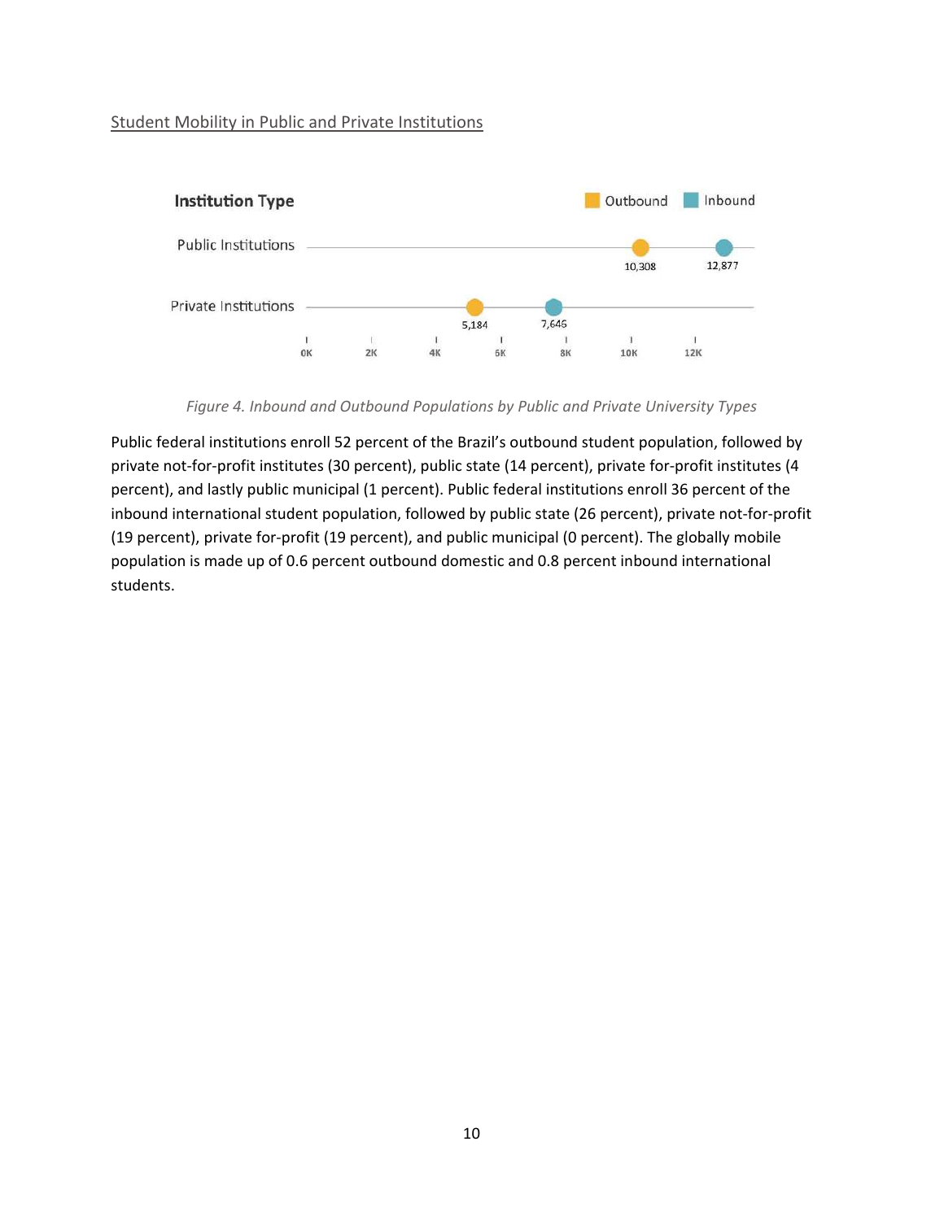Student Mobility in Public and Private Institutions

*Figure 4. Inbound and Outbound Populations by Public and Private University Types*

Public federal institutions enroll 52 percent of the Brazil's outbound student population, followed by private not-for-profit institutes (30 percent), public state (14 percent), private for-profit institutes (4 percent), and lastly public municipal (1 percent). Public federal institutions enroll 36 percent of the inbound international student population, followed by public state (26 percent), private not-for-profit (19 percent), private for-profit (19 percent), and public municipal (0 percent). The globally mobile population is made up of 0.6 percent outbound domestic and 0.8 percent inbound international students.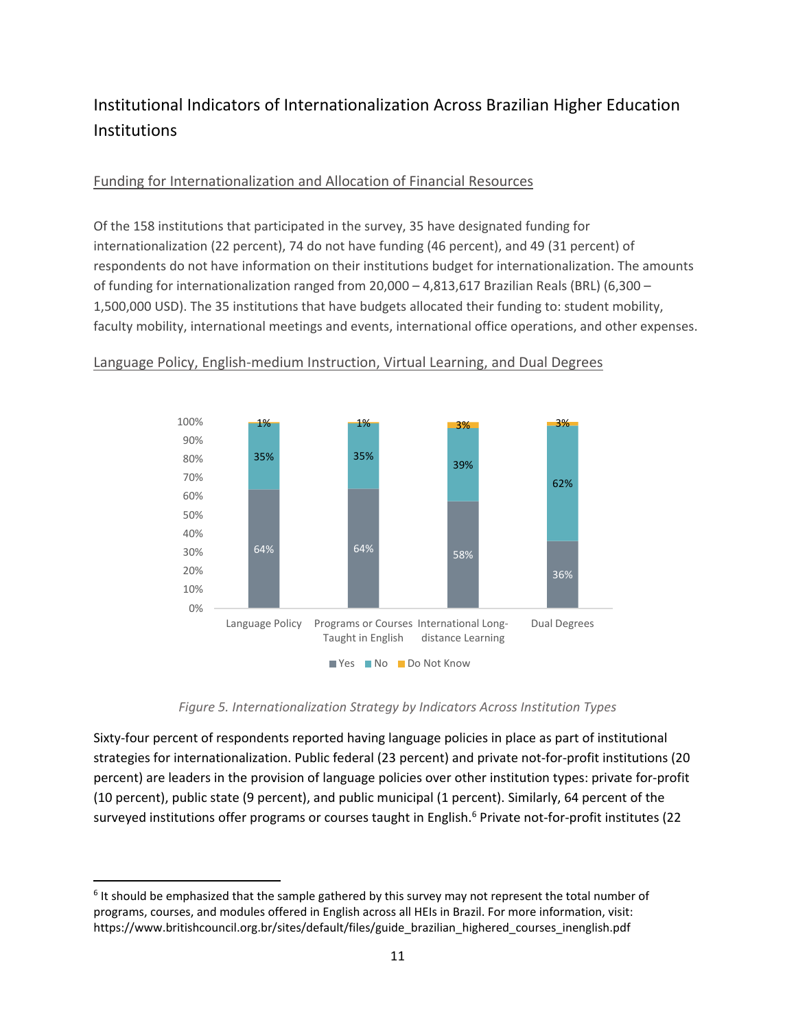## Institutional Indicators of Internationalization Across Brazilian Higher Education Institutions

### Funding for Internationalization and Allocation of Financial Resources

Of the 158 institutions that participated in the survey, 35 have designated funding for internationalization (22 percent), 74 do not have funding (46 percent), and 49 (31 percent) of respondents do not have information on their institutions budget for internationalization. The amounts of funding for internationalization ranged from 20,000 – 4,813,617 Brazilian Reals (BRL) (6,300 – 1,500,000 USD). The 35 institutions that have budgets allocated their funding to: student mobility, faculty mobility, international meetings and events, international office operations, and other expenses.

### Language Policy, English-medium Instruction, Virtual Learning, and Dual Degrees

| | Yes | No | Do Not Know |
|---|---|---|---|
| Language Policy | 64% | 35% | 1% |
| Programs or Courses Taught in English | 64% | 35% | 1% |
| International Long-distance Learning | 58% | 39% | 3% |
| Dual Degrees | 36% | 62% | 3% |

*Figure 5. Internationalization Strategy by Indicators Across Institution Types*

Sixty-four percent of respondents reported having language policies in place as part of institutional strategies for internationalization. Public federal (23 percent) and private not-for-profit institutions (20 percent) are leaders in the provision of language policies over other institution types: private for-profit (10 percent), public state (9 percent), and public municipal (1 percent). Similarly, 64 percent of the surveyed institutions offer programs or courses taught in English.[6] Private not-for-profit institutes (22

[6] It should be emphasized that the sample gathered by this survey may not represent the total number of programs, courses, and modules offered in English across all HEIs in Brazil. For more information, visit: https://www.britishcouncil.org.br/sites/default/files/guide_brazilian_highered_courses_inenglish.pdf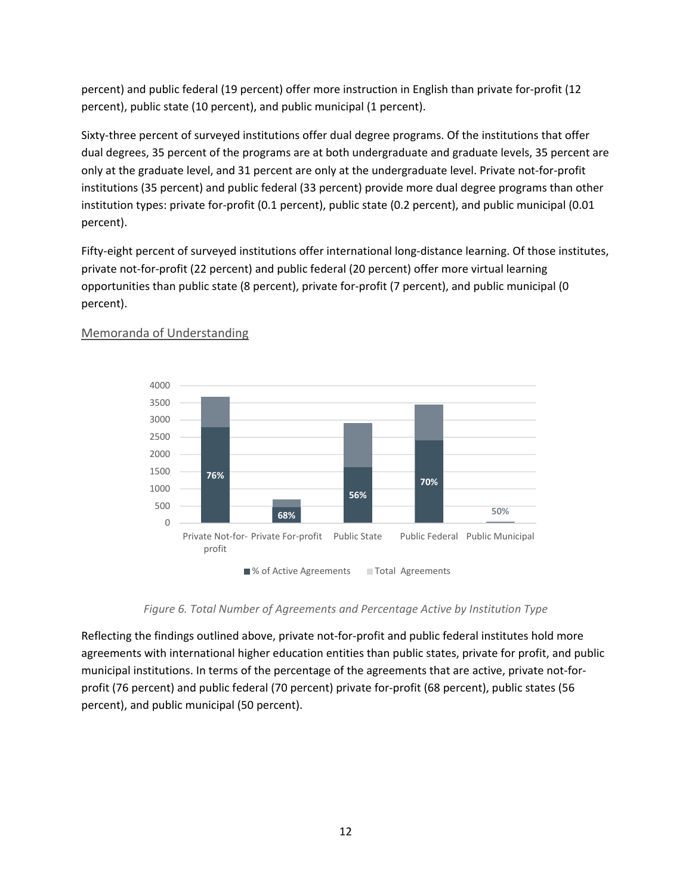percent) and public federal (19 percent) offer more instruction in English than private for-profit (12 percent), public state (10 percent), and public municipal (1 percent).

Sixty-three percent of surveyed institutions offer dual degree programs. Of the institutions that offer dual degrees, 35 percent of the programs are at both undergraduate and graduate levels, 35 percent are only at the graduate level, and 31 percent are only at the undergraduate level. Private not-for-profit institutions (35 percent) and public federal (33 percent) provide more dual degree programs than other institution types: private for-profit (0.1 percent), public state (0.2 percent), and public municipal (0.01 percent).

Fifty-eight percent of surveyed institutions offer international long-distance learning. Of those institutes, private not-for-profit (22 percent) and public federal (20 percent) offer more virtual learning opportunities than public state (8 percent), private for-profit (7 percent), and public municipal (0 percent).

## Memoranda of Understanding

*Figure 6. Total Number of Agreements and Percentage Active by Institution Type*

Reflecting the findings outlined above, private not-for-profit and public federal institutes hold more agreements with international higher education entities than public states, private for profit, and public municipal institutions. In terms of the percentage of the agreements that are active, private not-for-profit (76 percent) and public federal (70 percent) private for-profit (68 percent), public states (56 percent), and public municipal (50 percent).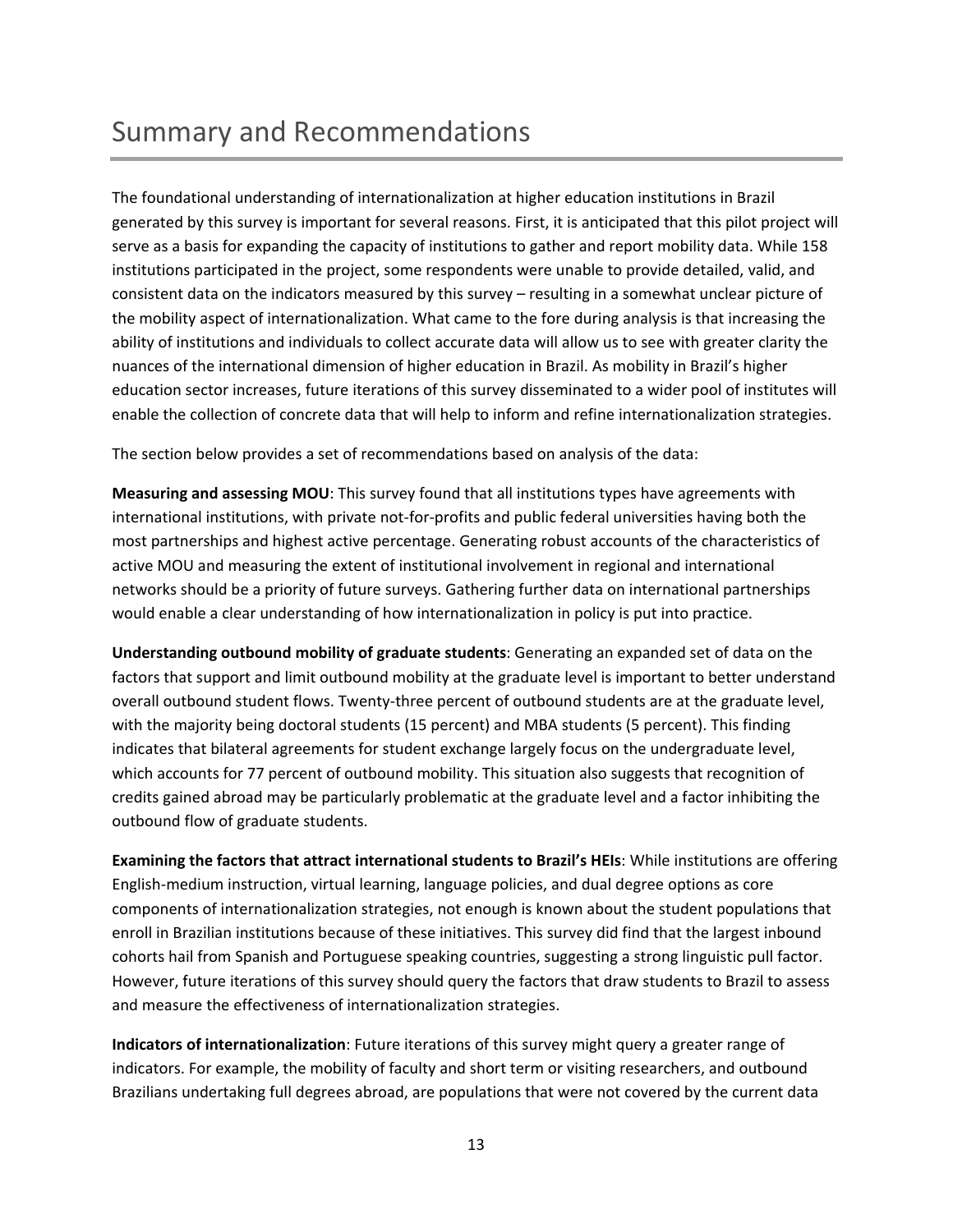# Summary and Recommendations

The foundational understanding of internationalization at higher education institutions in Brazil generated by this survey is important for several reasons. First, it is anticipated that this pilot project will serve as a basis for expanding the capacity of institutions to gather and report mobility data. While 158 institutions participated in the project, some respondents were unable to provide detailed, valid, and consistent data on the indicators measured by this survey – resulting in a somewhat unclear picture of the mobility aspect of internationalization. What came to the fore during analysis is that increasing the ability of institutions and individuals to collect accurate data will allow us to see with greater clarity the nuances of the international dimension of higher education in Brazil. As mobility in Brazil's higher education sector increases, future iterations of this survey disseminated to a wider pool of institutes will enable the collection of concrete data that will help to inform and refine internationalization strategies.

The section below provides a set of recommendations based on analysis of the data:

**Measuring and assessing MOU**: This survey found that all institutions types have agreements with international institutions, with private not-for-profits and public federal universities having both the most partnerships and highest active percentage. Generating robust accounts of the characteristics of active MOU and measuring the extent of institutional involvement in regional and international networks should be a priority of future surveys. Gathering further data on international partnerships would enable a clear understanding of how internationalization in policy is put into practice.

**Understanding outbound mobility of graduate students**: Generating an expanded set of data on the factors that support and limit outbound mobility at the graduate level is important to better understand overall outbound student flows. Twenty-three percent of outbound students are at the graduate level, with the majority being doctoral students (15 percent) and MBA students (5 percent). This finding indicates that bilateral agreements for student exchange largely focus on the undergraduate level, which accounts for 77 percent of outbound mobility. This situation also suggests that recognition of credits gained abroad may be particularly problematic at the graduate level and a factor inhibiting the outbound flow of graduate students.

**Examining the factors that attract international students to Brazil's HEIs**: While institutions are offering English-medium instruction, virtual learning, language policies, and dual degree options as core components of internationalization strategies, not enough is known about the student populations that enroll in Brazilian institutions because of these initiatives. This survey did find that the largest inbound cohorts hail from Spanish and Portuguese speaking countries, suggesting a strong linguistic pull factor. However, future iterations of this survey should query the factors that draw students to Brazil to assess and measure the effectiveness of internationalization strategies.

**Indicators of internationalization**: Future iterations of this survey might query a greater range of indicators. For example, the mobility of faculty and short term or visiting researchers, and outbound Brazilians undertaking full degrees abroad, are populations that were not covered by the current data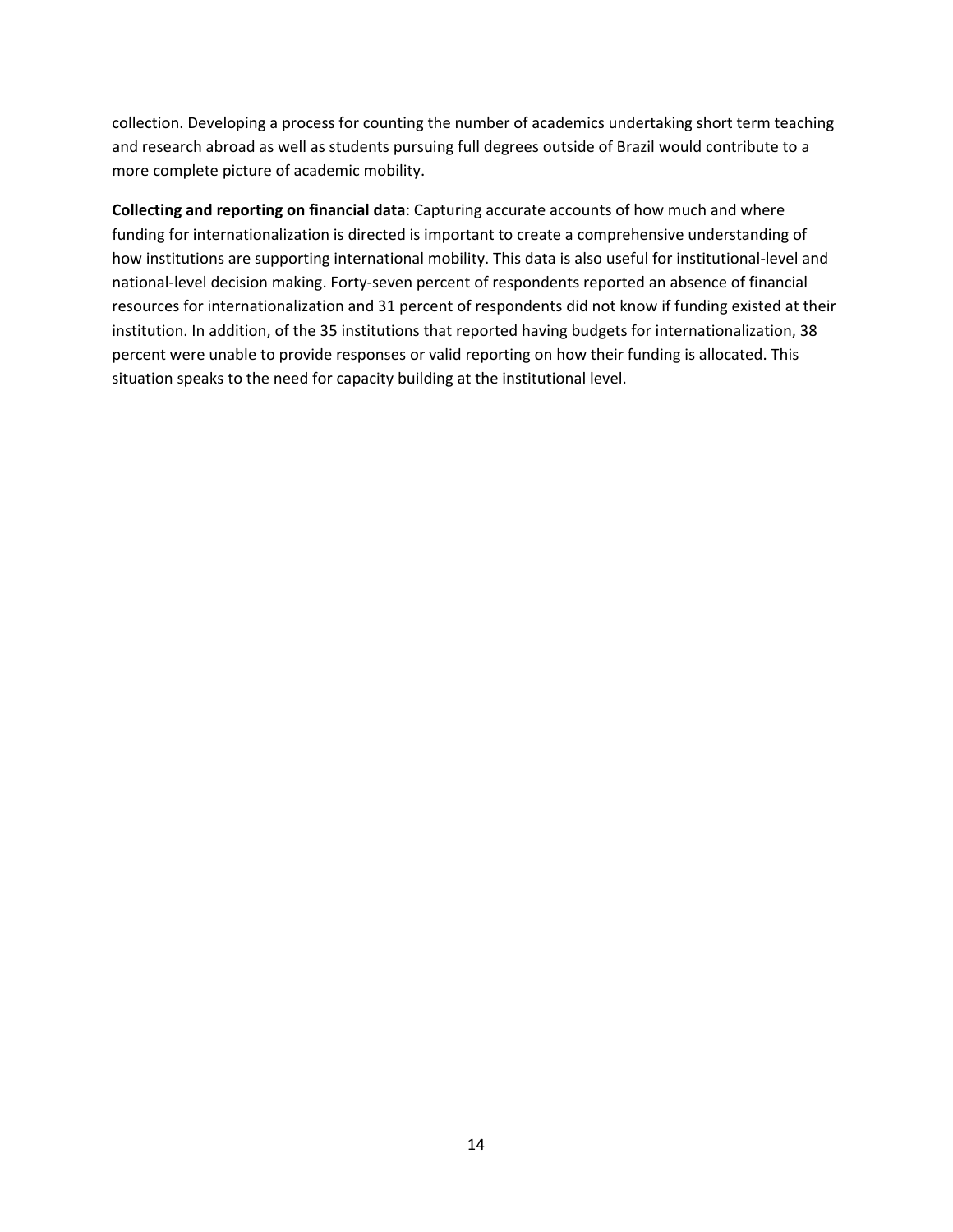collection. Developing a process for counting the number of academics undertaking short term teaching and research abroad as well as students pursuing full degrees outside of Brazil would contribute to a more complete picture of academic mobility.

**Collecting and reporting on financial data**: Capturing accurate accounts of how much and where funding for internationalization is directed is important to create a comprehensive understanding of how institutions are supporting international mobility. This data is also useful for institutional-level and national-level decision making. Forty-seven percent of respondents reported an absence of financial resources for internationalization and 31 percent of respondents did not know if funding existed at their institution. In addition, of the 35 institutions that reported having budgets for internationalization, 38 percent were unable to provide responses or valid reporting on how their funding is allocated. This situation speaks to the need for capacity building at the institutional level.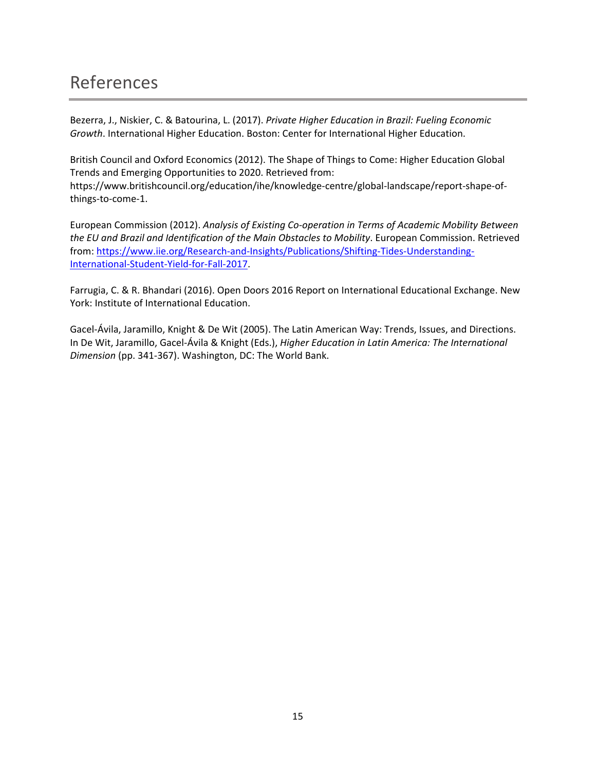# References

Bezerra, J., Niskier, C. & Batourina, L. (2017). *Private Higher Education in Brazil: Fueling Economic Growth*. International Higher Education. Boston: Center for International Higher Education.

British Council and Oxford Economics (2012). The Shape of Things to Come: Higher Education Global Trends and Emerging Opportunities to 2020. Retrieved from: https://www.britishcouncil.org/education/ihe/knowledge-centre/global-landscape/report-shape-of-things-to-come-1.

European Commission (2012). *Analysis of Existing Co-operation in Terms of Academic Mobility Between the EU and Brazil and Identification of the Main Obstacles to Mobility*. European Commission. Retrieved from: [https://www.iie.org/Research-and-Insights/Publications/Shifting-Tides-Understanding-International-Student-Yield-for-Fall-2017](https://www.iie.org/Research-and-Insights/Publications/Shifting-Tides-Understanding-International-Student-Yield-for-Fall-2017).

Farrugia, C. & R. Bhandari (2016). Open Doors 2016 Report on International Educational Exchange. New York: Institute of International Education.

Gacel-Ávila, Jaramillo, Knight & De Wit (2005). The Latin American Way: Trends, Issues, and Directions. In De Wit, Jaramillo, Gacel-Ávila & Knight (Eds.), *Higher Education in Latin America: The International Dimension* (pp. 341-367). Washington, DC: The World Bank.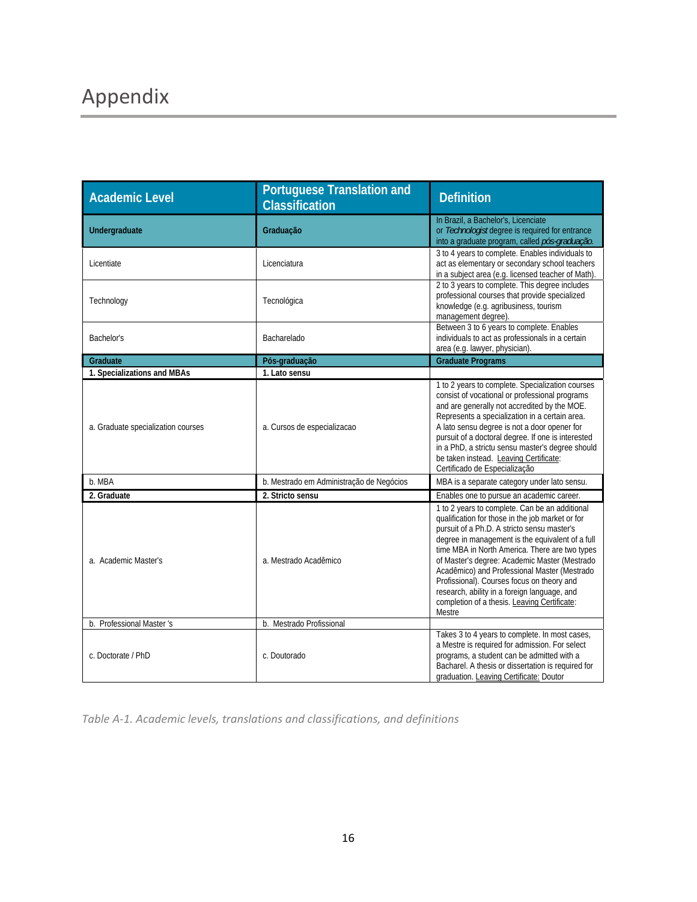# Appendix

| Academic Level | Portuguese Translation and Classification | Definition |
|---|---|---|
| **Undergraduate** | **Graduação** | In Brazil, a Bachelor's, Licenciate or *Technologist* degree is required for entrance into a graduate program, called *pós-graduação.* |
| Licentiate | Licenciatura | 3 to 4 years to complete. Enables individuals to act as elementary or secondary school teachers in a subject area (e.g. licensed teacher of Math). |
| Technology | Tecnológica | 2 to 3 years to complete. This degree includes professional courses that provide specialized knowledge (e.g. agribusiness, tourism management degree). |
| Bachelor's | Bacharelado | Between 3 to 6 years to complete. Enables individuals to act as professionals in a certain area (e.g. lawyer, physician). |
| **Graduate** | **Pós-graduação** | **Graduate Programs** |
| **1. Specializations and MBAs** | **1. Lato sensu** | |
| a. Graduate specialization courses | a. Cursos de especializacao | 1 to 2 years to complete. Specialization courses consist of vocational or professional programs and are generally not accredited by the MOE. Represents a specialization in a certain area. A lato sensu degree is not a door opener for pursuit of a doctoral degree. If one is interested in a PhD, a strictu sensu master's degree should be taken instead. Leaving Certificate: Certificado de Especialização |
| b. MBA | b. Mestrado em Administração de Negócios | MBA is a separate category under lato sensu. |
| **2. Graduate** | **2. Stricto sensu** | Enables one to pursue an academic career. |
| a. Academic Master's | a. Mestrado Acadêmico | 1 to 2 years to complete. Can be an additional qualification for those in the job market or for pursuit of a Ph.D. A stricto sensu master's degree in management is the equivalent of a full time MBA in North America. There are two types of Master's degree: Academic Master (Mestrado Acadêmico) and Professional Master (Mestrado Profissional). Courses focus on theory and research, ability in a foreign language, and completion of a thesis. Leaving Certificate: Mestre |
| b. Professional Master 's | b. Mestrado Profissional | |
| c. Doctorate / PhD | c. Doutorado | Takes 3 to 4 years to complete. In most cases, a Mestre is required for admission. For select programs, a student can be admitted with a Bacharel. A thesis or dissertation is required for graduation. Leaving Certificate: Doutor |

*Table A-1. Academic levels, translations and classifications, and definitions*